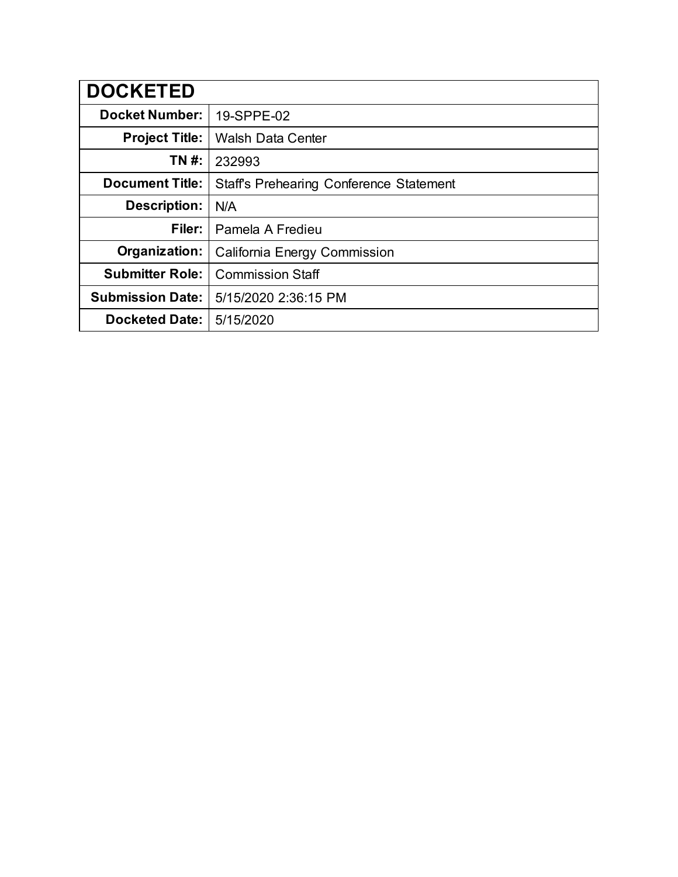| DOCKETED | |
|---|---|
| **Docket Number:** | 19-SPPE-02 |
| **Project Title:** | Walsh Data Center |
| **TN #:** | 232993 |
| **Document Title:** | Staff's Prehearing Conference Statement |
| **Description:** | N/A |
| **Filer:** | Pamela A Fredieu |
| **Organization:** | California Energy Commission |
| **Submitter Role:** | Commission Staff |
| **Submission Date:** | 5/15/2020 2:36:15 PM |
| **Docketed Date:** | 5/15/2020 |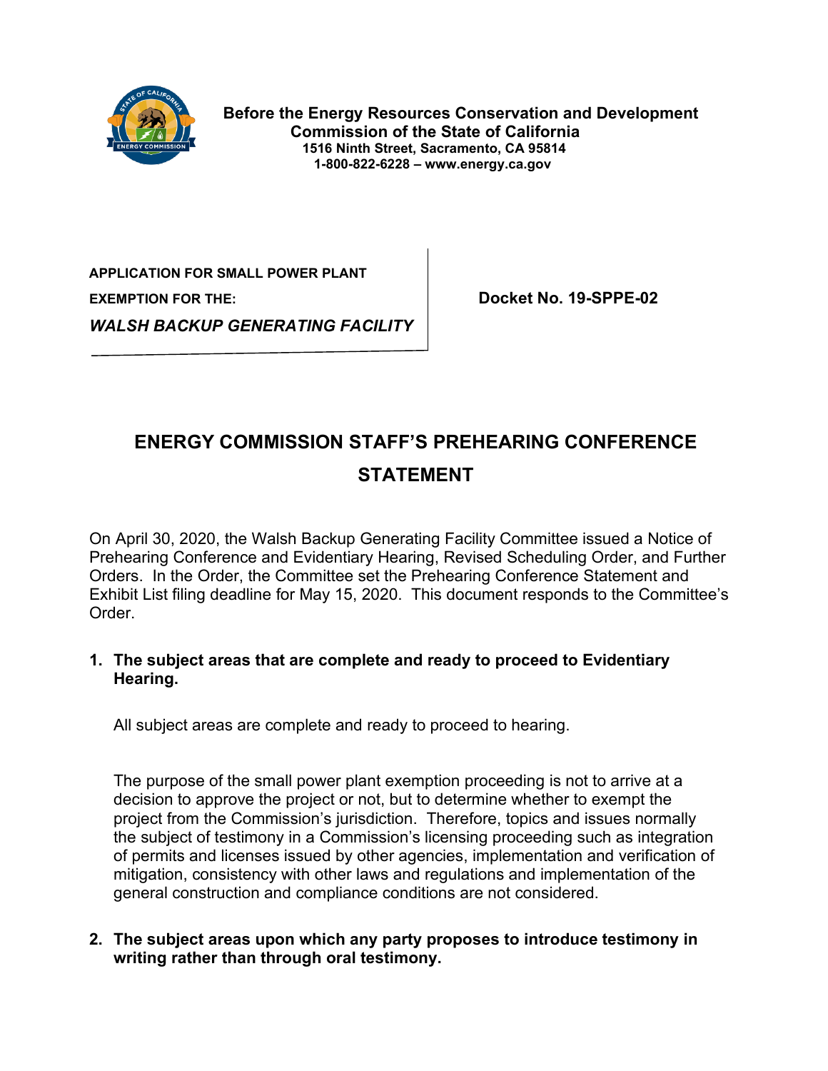**Before the Energy Resources Conservation and Development Commission of the State of California**
**1516 Ninth Street, Sacramento, CA 95814**
**1-800-822-6228 – www.energy.ca.gov**

| | |
|---|---|
| **APPLICATION FOR SMALL POWER PLANT EXEMPTION FOR THE:** ***WALSH BACKUP GENERATING FACILITY*** | **Docket No. 19-SPPE-02** |

# ENERGY COMMISSION STAFF'S PREHEARING CONFERENCE STATEMENT

On April 30, 2020, the Walsh Backup Generating Facility Committee issued a Notice of Prehearing Conference and Evidentiary Hearing, Revised Scheduling Order, and Further Orders. In the Order, the Committee set the Prehearing Conference Statement and Exhibit List filing deadline for May 15, 2020. This document responds to the Committee's Order.

1. **The subject areas that are complete and ready to proceed to Evidentiary Hearing.**

   All subject areas are complete and ready to proceed to hearing.

   The purpose of the small power plant exemption proceeding is not to arrive at a decision to approve the project or not, but to determine whether to exempt the project from the Commission's jurisdiction. Therefore, topics and issues normally the subject of testimony in a Commission's licensing proceeding such as integration of permits and licenses issued by other agencies, implementation and verification of mitigation, consistency with other laws and regulations and implementation of the general construction and compliance conditions are not considered.

2. **The subject areas upon which any party proposes to introduce testimony in writing rather than through oral testimony.**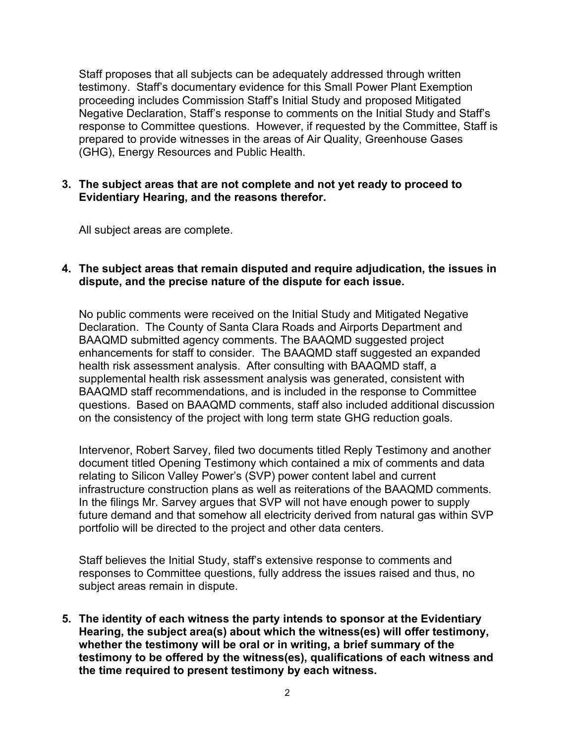Staff proposes that all subjects can be adequately addressed through written testimony. Staff's documentary evidence for this Small Power Plant Exemption proceeding includes Commission Staff's Initial Study and proposed Mitigated Negative Declaration, Staff's response to comments on the Initial Study and Staff's response to Committee questions. However, if requested by the Committee, Staff is prepared to provide witnesses in the areas of Air Quality, Greenhouse Gases (GHG), Energy Resources and Public Health.

3. **The subject areas that are not complete and not yet ready to proceed to Evidentiary Hearing, and the reasons therefor.**

   All subject areas are complete.

4. **The subject areas that remain disputed and require adjudication, the issues in dispute, and the precise nature of the dispute for each issue.**

   No public comments were received on the Initial Study and Mitigated Negative Declaration. The County of Santa Clara Roads and Airports Department and BAAQMD submitted agency comments. The BAAQMD suggested project enhancements for staff to consider. The BAAQMD staff suggested an expanded health risk assessment analysis. After consulting with BAAQMD staff, a supplemental health risk assessment analysis was generated, consistent with BAAQMD staff recommendations, and is included in the response to Committee questions. Based on BAAQMD comments, staff also included additional discussion on the consistency of the project with long term state GHG reduction goals.

   Intervenor, Robert Sarvey, filed two documents titled Reply Testimony and another document titled Opening Testimony which contained a mix of comments and data relating to Silicon Valley Power's (SVP) power content label and current infrastructure construction plans as well as reiterations of the BAAQMD comments. In the filings Mr. Sarvey argues that SVP will not have enough power to supply future demand and that somehow all electricity derived from natural gas within SVP portfolio will be directed to the project and other data centers.

   Staff believes the Initial Study, staff's extensive response to comments and responses to Committee questions, fully address the issues raised and thus, no subject areas remain in dispute.

5. **The identity of each witness the party intends to sponsor at the Evidentiary Hearing, the subject area(s) about which the witness(es) will offer testimony, whether the testimony will be oral or in writing, a brief summary of the testimony to be offered by the witness(es), qualifications of each witness and the time required to present testimony by each witness.**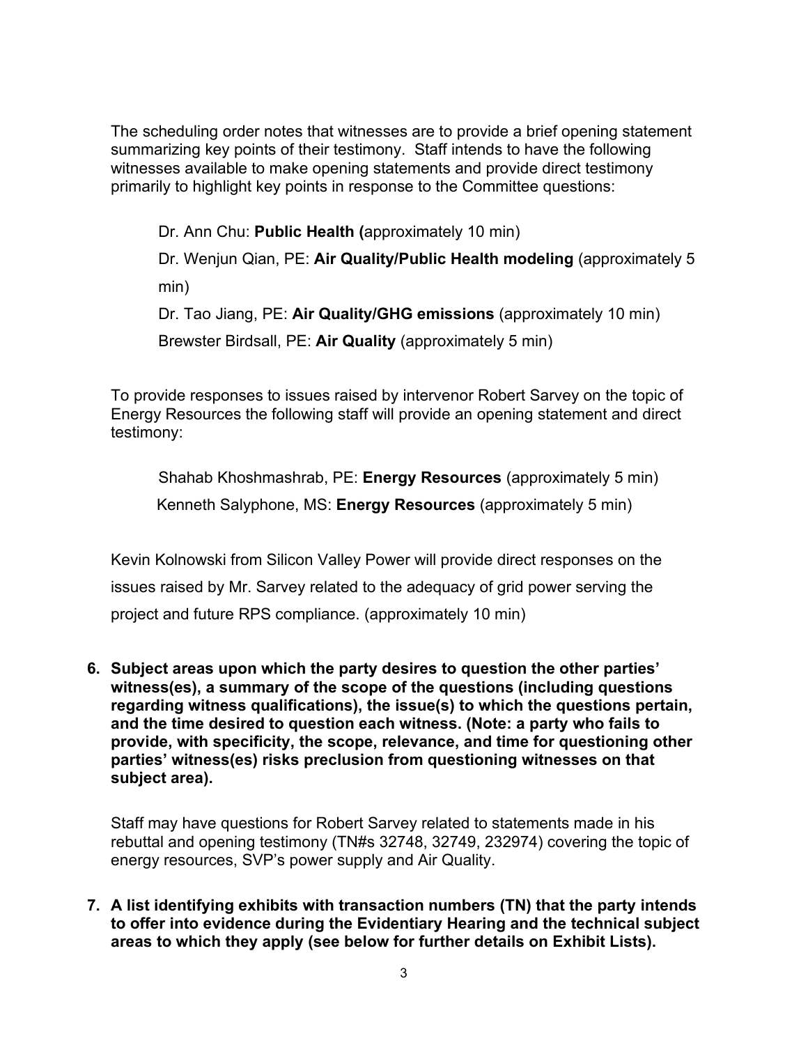The scheduling order notes that witnesses are to provide a brief opening statement summarizing key points of their testimony. Staff intends to have the following witnesses available to make opening statements and provide direct testimony primarily to highlight key points in response to the Committee questions:

Dr. Ann Chu: **Public Health (**approximately 10 min)

Dr. Wenjun Qian, PE: **Air Quality/Public Health modeling** (approximately 5 min)

Dr. Tao Jiang, PE: **Air Quality/GHG emissions** (approximately 10 min)

Brewster Birdsall, PE: **Air Quality** (approximately 5 min)

To provide responses to issues raised by intervenor Robert Sarvey on the topic of Energy Resources the following staff will provide an opening statement and direct testimony:

Shahab Khoshmashrab, PE: **Energy Resources** (approximately 5 min)

Kenneth Salyphone, MS: **Energy Resources** (approximately 5 min)

Kevin Kolnowski from Silicon Valley Power will provide direct responses on the issues raised by Mr. Sarvey related to the adequacy of grid power serving the project and future RPS compliance. (approximately 10 min)

6. **Subject areas upon which the party desires to question the other parties' witness(es), a summary of the scope of the questions (including questions regarding witness qualifications), the issue(s) to which the questions pertain, and the time desired to question each witness. (Note: a party who fails to provide, with specificity, the scope, relevance, and time for questioning other parties' witness(es) risks preclusion from questioning witnesses on that subject area).**

   Staff may have questions for Robert Sarvey related to statements made in his rebuttal and opening testimony (TN#s 32748, 32749, 232974) covering the topic of energy resources, SVP's power supply and Air Quality.

7. **A list identifying exhibits with transaction numbers (TN) that the party intends to offer into evidence during the Evidentiary Hearing and the technical subject areas to which they apply (see below for further details on Exhibit Lists).**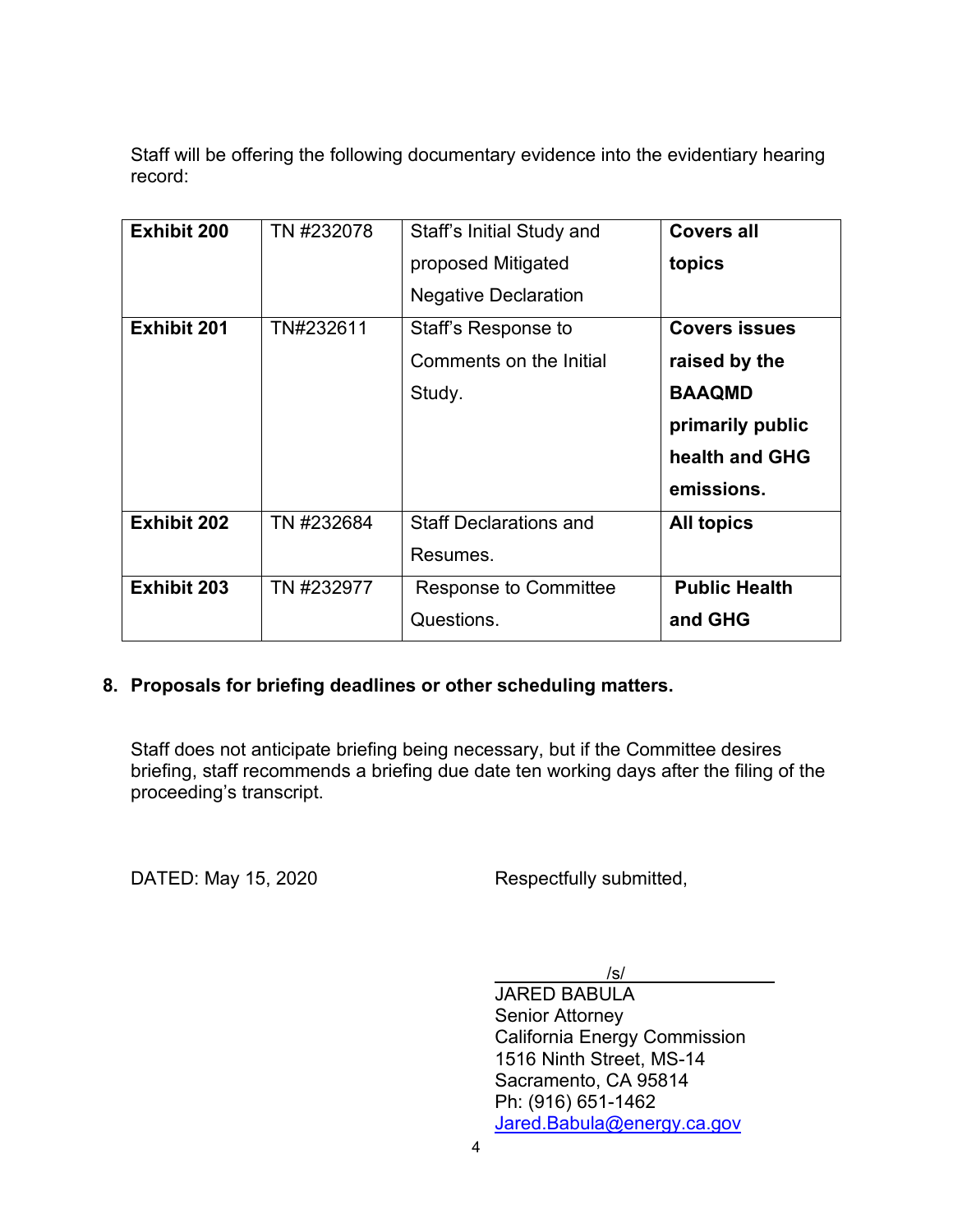Staff will be offering the following documentary evidence into the evidentiary hearing record:

| | | | |
|---|---|---|---|
| **Exhibit 200** | TN #232078 | Staff's Initial Study and proposed Mitigated Negative Declaration | **Covers all topics** |
| **Exhibit 201** | TN#232611 | Staff's Response to Comments on the Initial Study. | **Covers issues raised by the BAAQMD primarily public health and GHG emissions.** |
| **Exhibit 202** | TN #232684 | Staff Declarations and Resumes. | **All topics** |
| **Exhibit 203** | TN #232977 | Response to Committee Questions. | **Public Health and GHG** |

**8. Proposals for briefing deadlines or other scheduling matters.**

Staff does not anticipate briefing being necessary, but if the Committee desires briefing, staff recommends a briefing due date ten working days after the filing of the proceeding's transcript.

DATED: May 15, 2020

Respectfully submitted,

/s/
JARED BABULA
Senior Attorney
California Energy Commission
1516 Ninth Street, MS-14
Sacramento, CA 95814
Ph: (916) 651-1462
Jared.Babula@energy.ca.gov